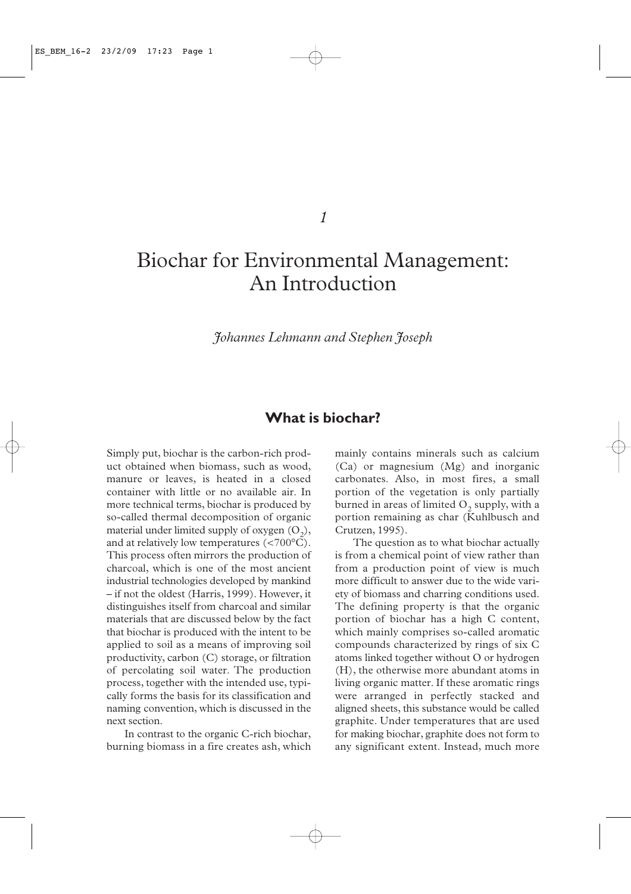*1*

# Biochar for Environmental Management: An Introduction

*Johannes Lehmann and Stephen Joseph*

## What is biochar?

Simply put, biochar is the carbon-rich product obtained when biomass, such as wood, manure or leaves, is heated in a closed container with little or no available air. In more technical terms, biochar is produced by so-called thermal decomposition of organic material under limited supply of oxygen ($O_2$), and at relatively low temperatures (<700°C). This process often mirrors the production of charcoal, which is one of the most ancient industrial technologies developed by mankind – if not the oldest (Harris, 1999). However, it distinguishes itself from charcoal and similar materials that are discussed below by the fact that biochar is produced with the intent to be applied to soil as a means of improving soil productivity, carbon (C) storage, or filtration of percolating soil water. The production process, together with the intended use, typically forms the basis for its classification and naming convention, which is discussed in the next section.

In contrast to the organic C-rich biochar, burning biomass in a fire creates ash, which mainly contains minerals such as calcium (Ca) or magnesium (Mg) and inorganic carbonates. Also, in most fires, a small portion of the vegetation is only partially burned in areas of limited $O_2$ supply, with a portion remaining as char (Kuhlbusch and Crutzen, 1995).

The question as to what biochar actually is from a chemical point of view rather than from a production point of view is much more difficult to answer due to the wide variety of biomass and charring conditions used. The defining property is that the organic portion of biochar has a high C content, which mainly comprises so-called aromatic compounds characterized by rings of six C atoms linked together without O or hydrogen (H), the otherwise more abundant atoms in living organic matter. If these aromatic rings were arranged in perfectly stacked and aligned sheets, this substance would be called graphite. Under temperatures that are used for making biochar, graphite does not form to any significant extent. Instead, much more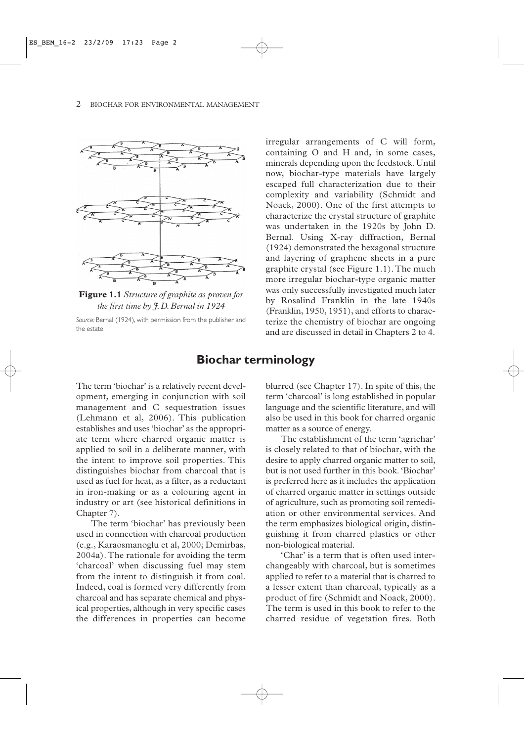**Figure 1.1** *Structure of graphite as proven for the first time by J. D. Bernal in 1924*

*Source:* Bernal (1924), with permission from the publisher and the estate

irregular arrangements of C will form, containing O and H and, in some cases, minerals depending upon the feedstock. Until now, biochar-type materials have largely escaped full characterization due to their complexity and variability (Schmidt and Noack, 2000). One of the first attempts to characterize the crystal structure of graphite was undertaken in the 1920s by John D. Bernal. Using X-ray diffraction, Bernal (1924) demonstrated the hexagonal structure and layering of graphene sheets in a pure graphite crystal (see Figure 1.1). The much more irregular biochar-type organic matter was only successfully investigated much later by Rosalind Franklin in the late 1940s (Franklin, 1950, 1951), and efforts to characterize the chemistry of biochar are ongoing and are discussed in detail in Chapters 2 to 4.

## Biochar terminology

The term 'biochar' is a relatively recent development, emerging in conjunction with soil management and C sequestration issues (Lehmann et al, 2006). This publication establishes and uses 'biochar' as the appropriate term where charred organic matter is applied to soil in a deliberate manner, with the intent to improve soil properties. This distinguishes biochar from charcoal that is used as fuel for heat, as a filter, as a reductant in iron-making or as a colouring agent in industry or art (see historical definitions in Chapter 7).

The term 'biochar' has previously been used in connection with charcoal production (e.g., Karaosmanoglu et al, 2000; Demirbas, 2004a). The rationale for avoiding the term 'charcoal' when discussing fuel may stem from the intent to distinguish it from coal. Indeed, coal is formed very differently from charcoal and has separate chemical and physical properties, although in very specific cases the differences in properties can become blurred (see Chapter 17). In spite of this, the term 'charcoal' is long established in popular language and the scientific literature, and will also be used in this book for charred organic matter as a source of energy.

The establishment of the term 'agrichar' is closely related to that of biochar, with the desire to apply charred organic matter to soil, but is not used further in this book. 'Biochar' is preferred here as it includes the application of charred organic matter in settings outside of agriculture, such as promoting soil remediation or other environmental services. And the term emphasizes biological origin, distinguishing it from charred plastics or other non-biological material.

'Char' is a term that is often used interchangeably with charcoal, but is sometimes applied to refer to a material that is charred to a lesser extent than charcoal, typically as a product of fire (Schmidt and Noack, 2000). The term is used in this book to refer to the charred residue of vegetation fires. Both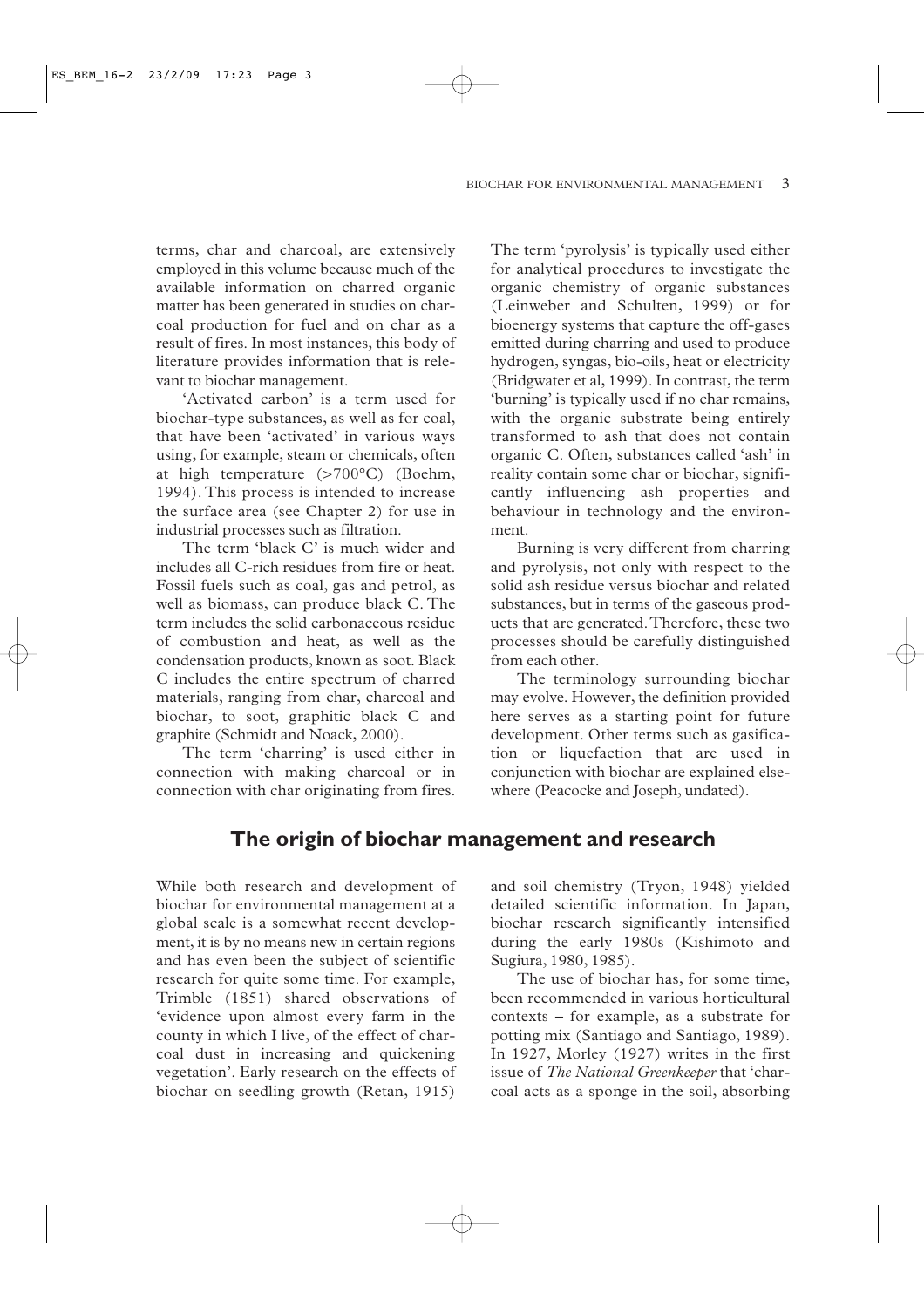terms, char and charcoal, are extensively employed in this volume because much of the available information on charred organic matter has been generated in studies on charcoal production for fuel and on char as a result of fires. In most instances, this body of literature provides information that is relevant to biochar management.

'Activated carbon' is a term used for biochar-type substances, as well as for coal, that have been 'activated' in various ways using, for example, steam or chemicals, often at high temperature (>700°C) (Boehm, 1994). This process is intended to increase the surface area (see Chapter 2) for use in industrial processes such as filtration.

The term 'black C' is much wider and includes all C-rich residues from fire or heat. Fossil fuels such as coal, gas and petrol, as well as biomass, can produce black C. The term includes the solid carbonaceous residue of combustion and heat, as well as the condensation products, known as soot. Black C includes the entire spectrum of charred materials, ranging from char, charcoal and biochar, to soot, graphitic black C and graphite (Schmidt and Noack, 2000).

The term 'charring' is used either in connection with making charcoal or in connection with char originating from fires. The term 'pyrolysis' is typically used either for analytical procedures to investigate the organic chemistry of organic substances (Leinweber and Schulten, 1999) or for bioenergy systems that capture the off-gases emitted during charring and used to produce hydrogen, syngas, bio-oils, heat or electricity (Bridgwater et al, 1999). In contrast, the term 'burning' is typically used if no char remains, with the organic substrate being entirely transformed to ash that does not contain organic C. Often, substances called 'ash' in reality contain some char or biochar, significantly influencing ash properties and behaviour in technology and the environment.

Burning is very different from charring and pyrolysis, not only with respect to the solid ash residue versus biochar and related substances, but in terms of the gaseous products that are generated. Therefore, these two processes should be carefully distinguished from each other.

The terminology surrounding biochar may evolve. However, the definition provided here serves as a starting point for future development. Other terms such as gasification or liquefaction that are used in conjunction with biochar are explained elsewhere (Peacocke and Joseph, undated).

## The origin of biochar management and research

While both research and development of biochar for environmental management at a global scale is a somewhat recent development, it is by no means new in certain regions and has even been the subject of scientific research for quite some time. For example, Trimble (1851) shared observations of 'evidence upon almost every farm in the county in which I live, of the effect of charcoal dust in increasing and quickening vegetation'. Early research on the effects of biochar on seedling growth (Retan, 1915) and soil chemistry (Tryon, 1948) yielded detailed scientific information. In Japan, biochar research significantly intensified during the early 1980s (Kishimoto and Sugiura, 1980, 1985).

The use of biochar has, for some time, been recommended in various horticultural contexts – for example, as a substrate for potting mix (Santiago and Santiago, 1989). In 1927, Morley (1927) writes in the first issue of *The National Greenkeeper* that 'charcoal acts as a sponge in the soil, absorbing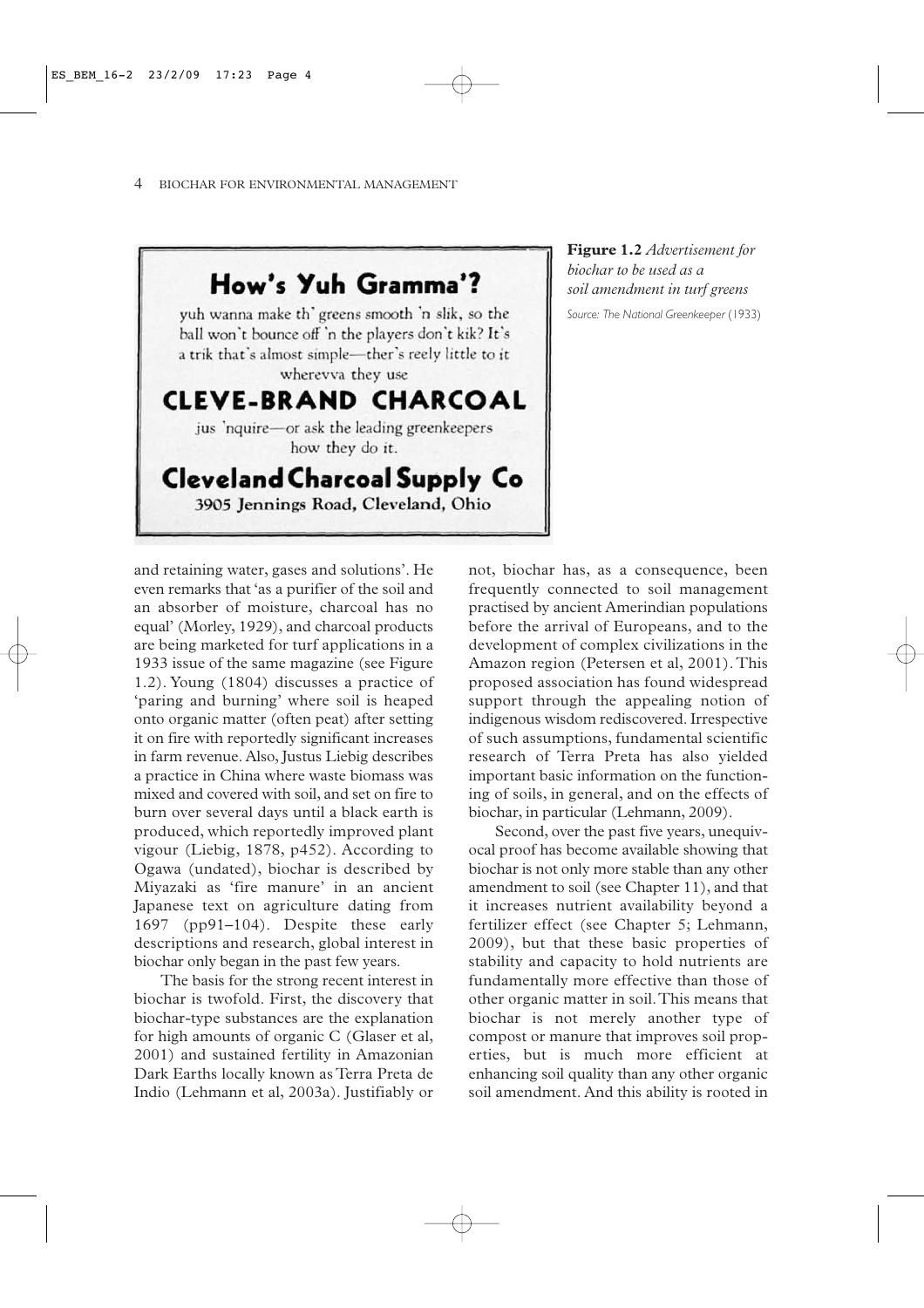**How's Yuh Gramma'?**

yuh wanna make th' greens smooth 'n slik, so the ball won't bounce off 'n the players don't kik? It's a trik that's almost simple—ther's reely little to it wherevva they use

**CLEVE-BRAND CHARCOAL**

jus 'nquire—or ask the leading greenkeepers how they do it.

**Cleveland Charcoal Supply Co**
3905 Jennings Road, Cleveland, Ohio

**Figure 1.2** *Advertisement for biochar to be used as a soil amendment in turf greens*

*Source: The National Greenkeeper* (1933)

and retaining water, gases and solutions'. He even remarks that 'as a purifier of the soil and an absorber of moisture, charcoal has no equal' (Morley, 1929), and charcoal products are being marketed for turf applications in a 1933 issue of the same magazine (see Figure 1.2). Young (1804) discusses a practice of 'paring and burning' where soil is heaped onto organic matter (often peat) after setting it on fire with reportedly significant increases in farm revenue. Also, Justus Liebig describes a practice in China where waste biomass was mixed and covered with soil, and set on fire to burn over several days until a black earth is produced, which reportedly improved plant vigour (Liebig, 1878, p452). According to Ogawa (undated), biochar is described by Miyazaki as 'fire manure' in an ancient Japanese text on agriculture dating from 1697 (pp91–104). Despite these early descriptions and research, global interest in biochar only began in the past few years.

The basis for the strong recent interest in biochar is twofold. First, the discovery that biochar-type substances are the explanation for high amounts of organic C (Glaser et al, 2001) and sustained fertility in Amazonian Dark Earths locally known as Terra Preta de Indio (Lehmann et al, 2003a). Justifiably or not, biochar has, as a consequence, been frequently connected to soil management practised by ancient Amerindian populations before the arrival of Europeans, and to the development of complex civilizations in the Amazon region (Petersen et al, 2001). This proposed association has found widespread support through the appealing notion of indigenous wisdom rediscovered. Irrespective of such assumptions, fundamental scientific research of Terra Preta has also yielded important basic information on the functioning of soils, in general, and on the effects of biochar, in particular (Lehmann, 2009).

Second, over the past five years, unequivocal proof has become available showing that biochar is not only more stable than any other amendment to soil (see Chapter 11), and that it increases nutrient availability beyond a fertilizer effect (see Chapter 5; Lehmann, 2009), but that these basic properties of stability and capacity to hold nutrients are fundamentally more effective than those of other organic matter in soil. This means that biochar is not merely another type of compost or manure that improves soil properties, but is much more efficient at enhancing soil quality than any other organic soil amendment. And this ability is rooted in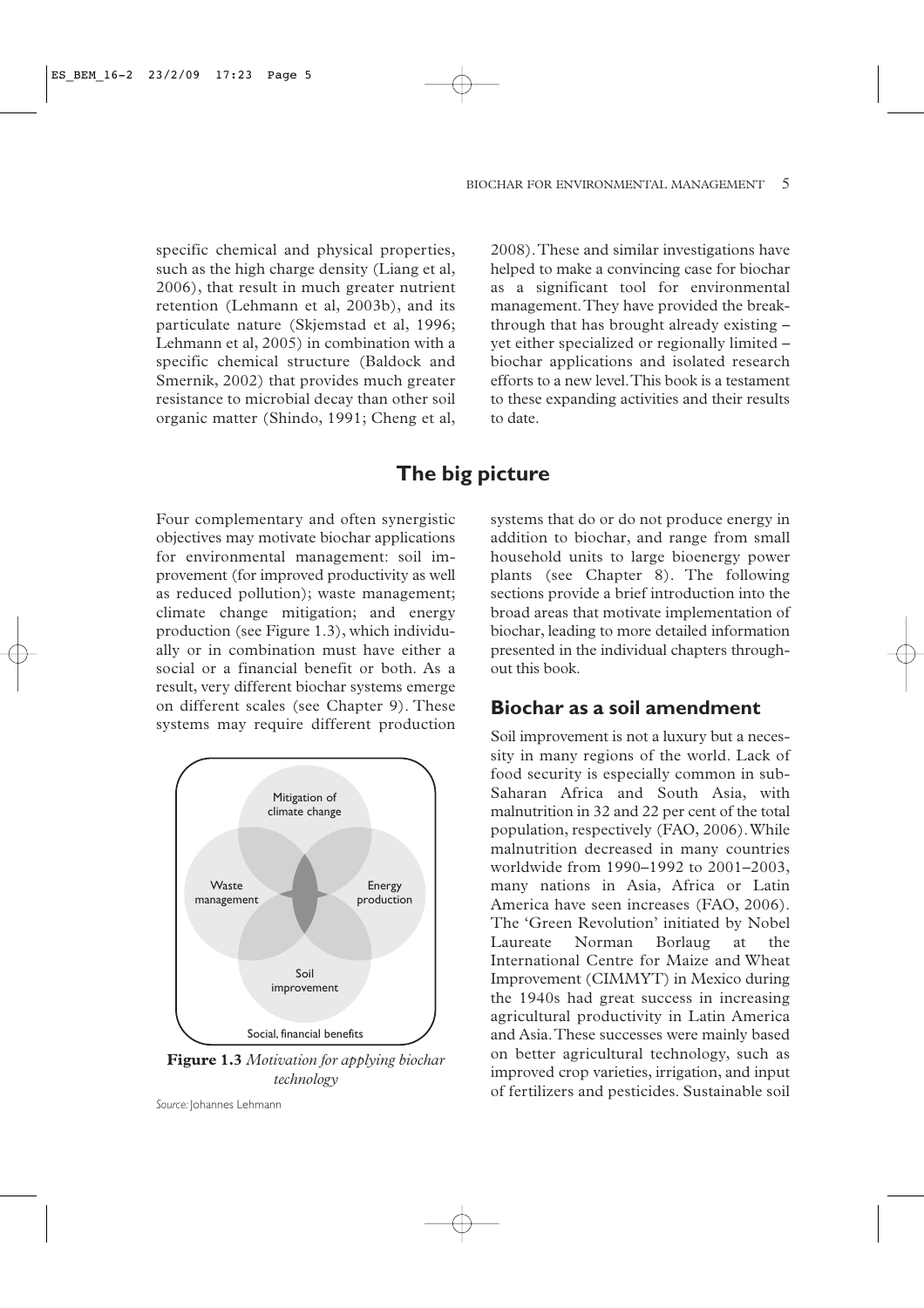specific chemical and physical properties, such as the high charge density (Liang et al, 2006), that result in much greater nutrient retention (Lehmann et al, 2003b), and its particulate nature (Skjemstad et al, 1996; Lehmann et al, 2005) in combination with a specific chemical structure (Baldock and Smernik, 2002) that provides much greater resistance to microbial decay than other soil organic matter (Shindo, 1991; Cheng et al, 2008). These and similar investigations have helped to make a convincing case for biochar as a significant tool for environmental management. They have provided the breakthrough that has brought already existing – yet either specialized or regionally limited – biochar applications and isolated research efforts to a new level. This book is a testament to these expanding activities and their results to date.

## The big picture

Four complementary and often synergistic objectives may motivate biochar applications for environmental management: soil improvement (for improved productivity as well as reduced pollution); waste management; climate change mitigation; and energy production (see Figure 1.3), which individually or in combination must have either a social or a financial benefit or both. As a result, very different biochar systems emerge on different scales (see Chapter 9). These systems may require different production systems that do or do not produce energy in addition to biochar, and range from small household units to large bioenergy power plants (see Chapter 8). The following sections provide a brief introduction into the broad areas that motivate implementation of biochar, leading to more detailed information presented in the individual chapters throughout this book.

Mitigation of climate change

Waste management

Energy production

Soil improvement

Social, financial benefits

**Figure 1.3** *Motivation for applying biochar technology*

*Source:* Johannes Lehmann

### Biochar as a soil amendment

Soil improvement is not a luxury but a necessity in many regions of the world. Lack of food security is especially common in sub-Saharan Africa and South Asia, with malnutrition in 32 and 22 per cent of the total population, respectively (FAO, 2006). While malnutrition decreased in many countries worldwide from 1990–1992 to 2001–2003, many nations in Asia, Africa or Latin America have seen increases (FAO, 2006). The 'Green Revolution' initiated by Nobel Laureate Norman Borlaug at the International Centre for Maize and Wheat Improvement (CIMMYT) in Mexico during the 1940s had great success in increasing agricultural productivity in Latin America and Asia. These successes were mainly based on better agricultural technology, such as improved crop varieties, irrigation, and input of fertilizers and pesticides. Sustainable soil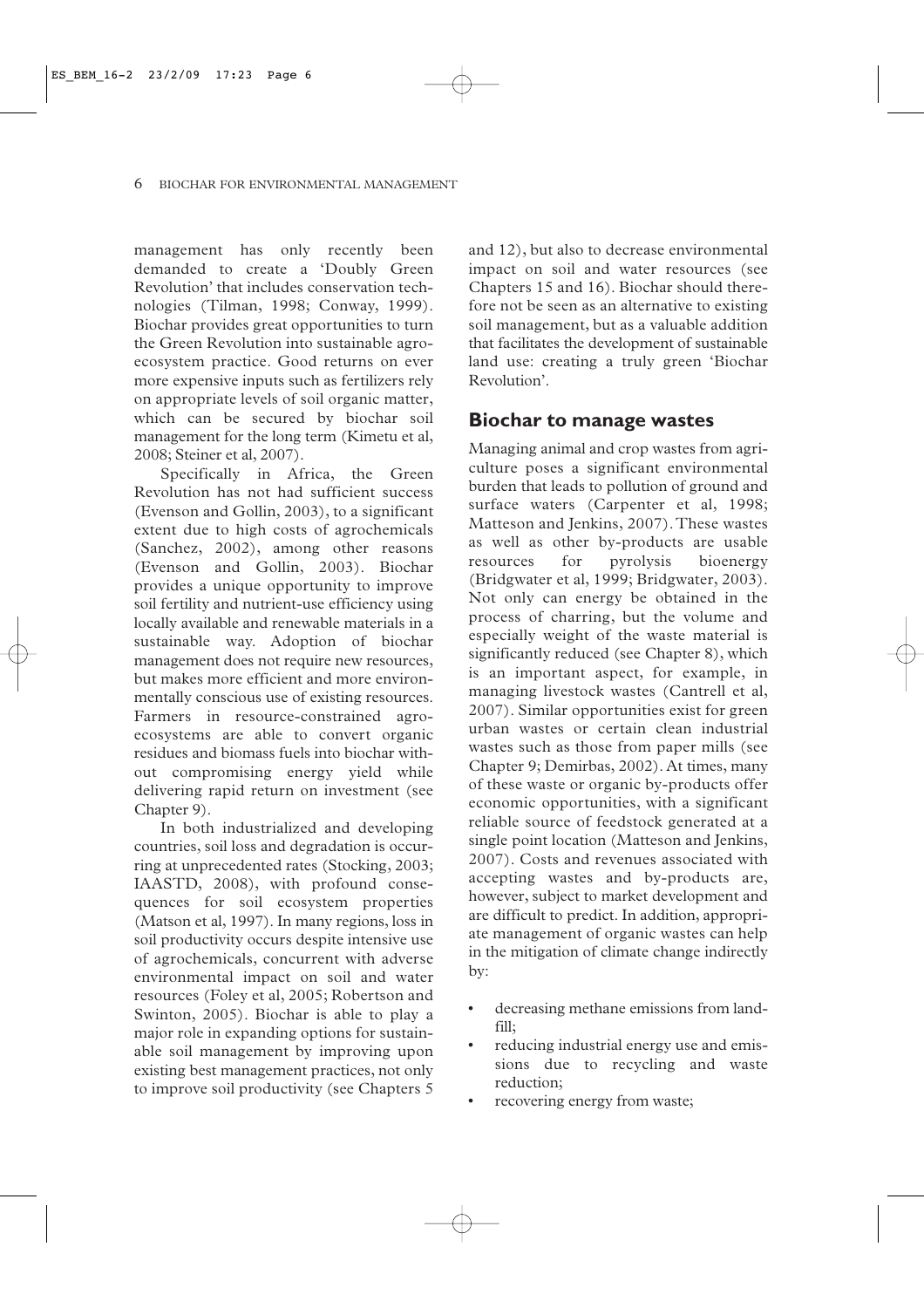management has only recently been demanded to create a 'Doubly Green Revolution' that includes conservation technologies (Tilman, 1998; Conway, 1999). Biochar provides great opportunities to turn the Green Revolution into sustainable agroecosystem practice. Good returns on ever more expensive inputs such as fertilizers rely on appropriate levels of soil organic matter, which can be secured by biochar soil management for the long term (Kimetu et al, 2008; Steiner et al, 2007).

Specifically in Africa, the Green Revolution has not had sufficient success (Evenson and Gollin, 2003), to a significant extent due to high costs of agrochemicals (Sanchez, 2002), among other reasons (Evenson and Gollin, 2003). Biochar provides a unique opportunity to improve soil fertility and nutrient-use efficiency using locally available and renewable materials in a sustainable way. Adoption of biochar management does not require new resources, but makes more efficient and more environmentally conscious use of existing resources. Farmers in resource-constrained agroecosystems are able to convert organic residues and biomass fuels into biochar without compromising energy yield while delivering rapid return on investment (see Chapter 9).

In both industrialized and developing countries, soil loss and degradation is occurring at unprecedented rates (Stocking, 2003; IAASTD, 2008), with profound consequences for soil ecosystem properties (Matson et al, 1997). In many regions, loss in soil productivity occurs despite intensive use of agrochemicals, concurrent with adverse environmental impact on soil and water resources (Foley et al, 2005; Robertson and Swinton, 2005). Biochar is able to play a major role in expanding options for sustainable soil management by improving upon existing best management practices, not only to improve soil productivity (see Chapters 5 and 12), but also to decrease environmental impact on soil and water resources (see Chapters 15 and 16). Biochar should therefore not be seen as an alternative to existing soil management, but as a valuable addition that facilitates the development of sustainable land use: creating a truly green 'Biochar Revolution'.

## Biochar to manage wastes

Managing animal and crop wastes from agriculture poses a significant environmental burden that leads to pollution of ground and surface waters (Carpenter et al, 1998; Matteson and Jenkins, 2007). These wastes as well as other by-products are usable resources for pyrolysis bioenergy (Bridgwater et al, 1999; Bridgwater, 2003). Not only can energy be obtained in the process of charring, but the volume and especially weight of the waste material is significantly reduced (see Chapter 8), which is an important aspect, for example, in managing livestock wastes (Cantrell et al, 2007). Similar opportunities exist for green urban wastes or certain clean industrial wastes such as those from paper mills (see Chapter 9; Demirbas, 2002). At times, many of these waste or organic by-products offer economic opportunities, with a significant reliable source of feedstock generated at a single point location (Matteson and Jenkins, 2007). Costs and revenues associated with accepting wastes and by-products are, however, subject to market development and are difficult to predict. In addition, appropriate management of organic wastes can help in the mitigation of climate change indirectly by:

- decreasing methane emissions from landfill;
- reducing industrial energy use and emissions due to recycling and waste reduction;
- recovering energy from waste;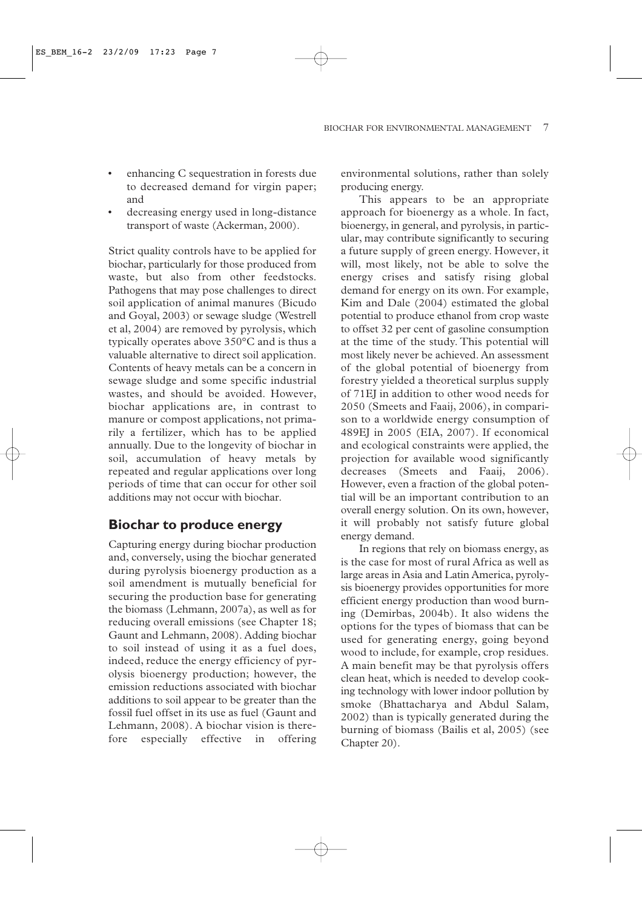- enhancing C sequestration in forests due to decreased demand for virgin paper; and
- decreasing energy used in long-distance transport of waste (Ackerman, 2000).

Strict quality controls have to be applied for biochar, particularly for those produced from waste, but also from other feedstocks. Pathogens that may pose challenges to direct soil application of animal manures (Bicudo and Goyal, 2003) or sewage sludge (Westrell et al, 2004) are removed by pyrolysis, which typically operates above 350°C and is thus a valuable alternative to direct soil application. Contents of heavy metals can be a concern in sewage sludge and some specific industrial wastes, and should be avoided. However, biochar applications are, in contrast to manure or compost applications, not primarily a fertilizer, which has to be applied annually. Due to the longevity of biochar in soil, accumulation of heavy metals by repeated and regular applications over long periods of time that can occur for other soil additions may not occur with biochar.

## Biochar to produce energy

Capturing energy during biochar production and, conversely, using the biochar generated during pyrolysis bioenergy production as a soil amendment is mutually beneficial for securing the production base for generating the biomass (Lehmann, 2007a), as well as for reducing overall emissions (see Chapter 18; Gaunt and Lehmann, 2008). Adding biochar to soil instead of using it as a fuel does, indeed, reduce the energy efficiency of pyrolysis bioenergy production; however, the emission reductions associated with biochar additions to soil appear to be greater than the fossil fuel offset in its use as fuel (Gaunt and Lehmann, 2008). A biochar vision is therefore especially effective in offering environmental solutions, rather than solely producing energy.

This appears to be an appropriate approach for bioenergy as a whole. In fact, bioenergy, in general, and pyrolysis, in particular, may contribute significantly to securing a future supply of green energy. However, it will, most likely, not be able to solve the energy crises and satisfy rising global demand for energy on its own. For example, Kim and Dale (2004) estimated the global potential to produce ethanol from crop waste to offset 32 per cent of gasoline consumption at the time of the study. This potential will most likely never be achieved. An assessment of the global potential of bioenergy from forestry yielded a theoretical surplus supply of 71EJ in addition to other wood needs for 2050 (Smeets and Faaij, 2006), in comparison to a worldwide energy consumption of 489EJ in 2005 (EIA, 2007). If economical and ecological constraints were applied, the projection for available wood significantly decreases (Smeets and Faaij, 2006). However, even a fraction of the global potential will be an important contribution to an overall energy solution. On its own, however, it will probably not satisfy future global energy demand.

In regions that rely on biomass energy, as is the case for most of rural Africa as well as large areas in Asia and Latin America, pyrolysis bioenergy provides opportunities for more efficient energy production than wood burning (Demirbas, 2004b). It also widens the options for the types of biomass that can be used for generating energy, going beyond wood to include, for example, crop residues. A main benefit may be that pyrolysis offers clean heat, which is needed to develop cooking technology with lower indoor pollution by smoke (Bhattacharya and Abdul Salam, 2002) than is typically generated during the burning of biomass (Bailis et al, 2005) (see Chapter 20).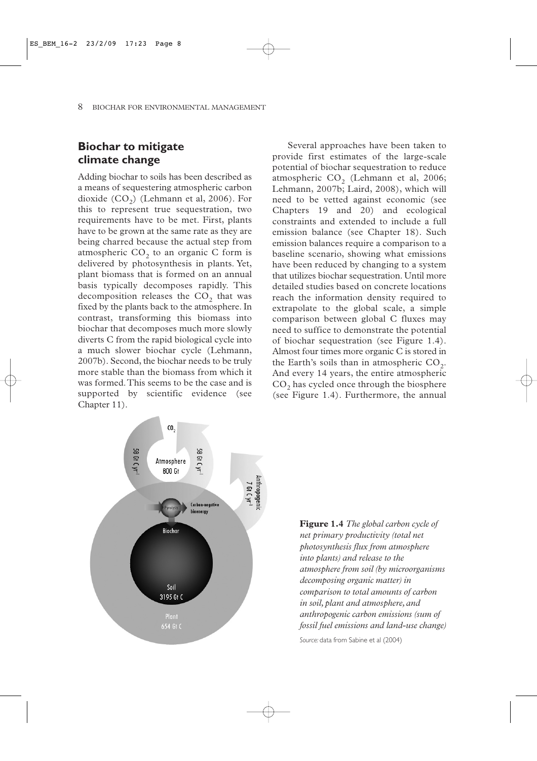## Biochar to mitigate climate change

Adding biochar to soils has been described as a means of sequestering atmospheric carbon dioxide ($CO_2$) (Lehmann et al, 2006). For this to represent true sequestration, two requirements have to be met. First, plants have to be grown at the same rate as they are being charred because the actual step from atmospheric $CO_2$ to an organic C form is delivered by photosynthesis in plants. Yet, plant biomass that is formed on an annual basis typically decomposes rapidly. This decomposition releases the $CO_2$ that was fixed by the plants back to the atmosphere. In contrast, transforming this biomass into biochar that decomposes much more slowly diverts C from the rapid biological cycle into a much slower biochar cycle (Lehmann, 2007b). Second, the biochar needs to be truly more stable than the biomass from which it was formed. This seems to be the case and is supported by scientific evidence (see Chapter 11).

Several approaches have been taken to provide first estimates of the large-scale potential of biochar sequestration to reduce atmospheric $CO_2$ (Lehmann et al, 2006; Lehmann, 2007b; Laird, 2008), which will need to be vetted against economic (see Chapters 19 and 20) and ecological constraints and extended to include a full emission balance (see Chapter 18). Such emission balances require a comparison to a baseline scenario, showing what emissions have been reduced by changing to a system that utilizes biochar sequestration. Until more detailed studies based on concrete locations reach the information density required to extrapolate to the global scale, a simple comparison between global C fluxes may need to suffice to demonstrate the potential of biochar sequestration (see Figure 1.4). Almost four times more organic C is stored in the Earth's soils than in atmospheric $CO_2$. And every 14 years, the entire atmospheric $CO_2$ has cycled once through the biosphere (see Figure 1.4). Furthermore, the annual

**Figure 1.4** *The global carbon cycle of net primary productivity (total net photosynthesis flux from atmosphere into plants) and release to the atmosphere from soil (by microorganisms decomposing organic matter) in comparison to total amounts of carbon in soil, plant and atmosphere, and anthropogenic carbon emissions (sum of fossil fuel emissions and land-use change)*

*Source:* data from Sabine et al (2004)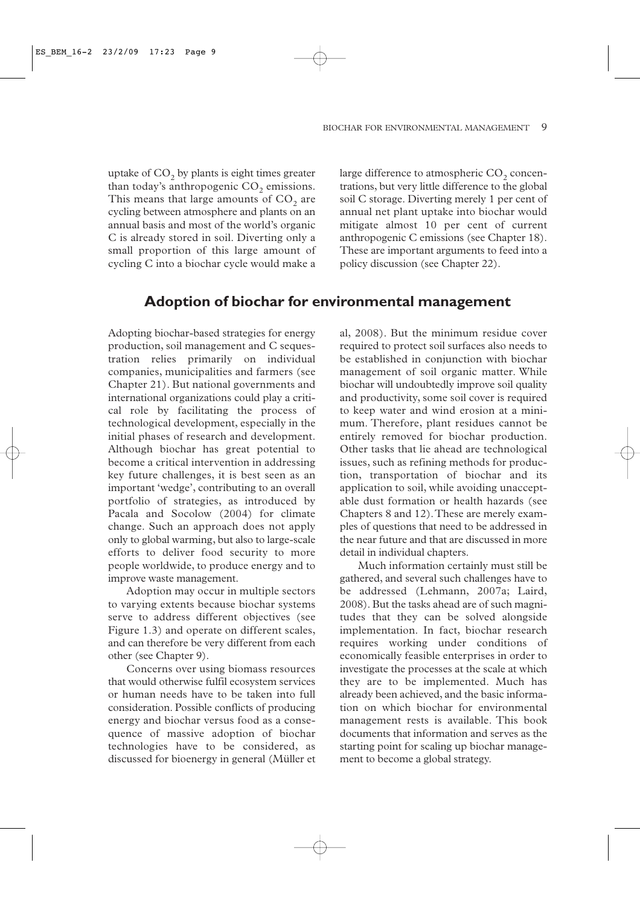uptake of $CO_2$ by plants is eight times greater than today's anthropogenic $CO_2$ emissions. This means that large amounts of $CO_2$ are cycling between atmosphere and plants on an annual basis and most of the world's organic C is already stored in soil. Diverting only a small proportion of this large amount of cycling C into a biochar cycle would make a large difference to atmospheric $CO_2$ concentrations, but very little difference to the global soil C storage. Diverting merely 1 per cent of annual net plant uptake into biochar would mitigate almost 10 per cent of current anthropogenic C emissions (see Chapter 18). These are important arguments to feed into a policy discussion (see Chapter 22).

## Adoption of biochar for environmental management

Adopting biochar-based strategies for energy production, soil management and C sequestration relies primarily on individual companies, municipalities and farmers (see Chapter 21). But national governments and international organizations could play a critical role by facilitating the process of technological development, especially in the initial phases of research and development. Although biochar has great potential to become a critical intervention in addressing key future challenges, it is best seen as an important 'wedge', contributing to an overall portfolio of strategies, as introduced by Pacala and Socolow (2004) for climate change. Such an approach does not apply only to global warming, but also to large-scale efforts to deliver food security to more people worldwide, to produce energy and to improve waste management.

Adoption may occur in multiple sectors to varying extents because biochar systems serve to address different objectives (see Figure 1.3) and operate on different scales, and can therefore be very different from each other (see Chapter 9).

Concerns over using biomass resources that would otherwise fulfil ecosystem services or human needs have to be taken into full consideration. Possible conflicts of producing energy and biochar versus food as a consequence of massive adoption of biochar technologies have to be considered, as discussed for bioenergy in general (Müller et al, 2008). But the minimum residue cover required to protect soil surfaces also needs to be established in conjunction with biochar management of soil organic matter. While biochar will undoubtedly improve soil quality and productivity, some soil cover is required to keep water and wind erosion at a minimum. Therefore, plant residues cannot be entirely removed for biochar production. Other tasks that lie ahead are technological issues, such as refining methods for production, transportation of biochar and its application to soil, while avoiding unacceptable dust formation or health hazards (see Chapters 8 and 12). These are merely examples of questions that need to be addressed in the near future and that are discussed in more detail in individual chapters.

Much information certainly must still be gathered, and several such challenges have to be addressed (Lehmann, 2007a; Laird, 2008). But the tasks ahead are of such magnitudes that they can be solved alongside implementation. In fact, biochar research requires working under conditions of economically feasible enterprises in order to investigate the processes at the scale at which they are to be implemented. Much has already been achieved, and the basic information on which biochar for environmental management rests is available. This book documents that information and serves as the starting point for scaling up biochar management to become a global strategy.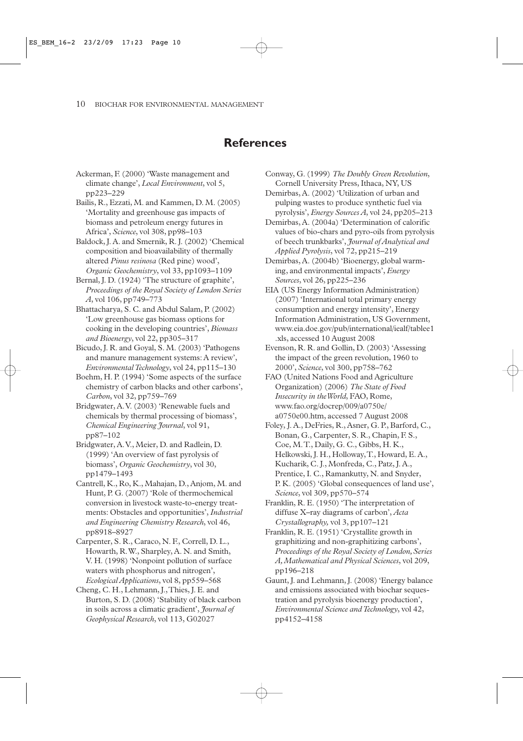## References

Ackerman, F. (2000) 'Waste management and climate change', *Local Environment*, vol 5, pp223–229

Bailis, R., Ezzati, M. and Kammen, D. M. (2005) 'Mortality and greenhouse gas impacts of biomass and petroleum energy futures in Africa', *Science*, vol 308, pp98–103

Baldock, J. A. and Smernik, R. J. (2002) 'Chemical composition and bioavailability of thermally altered *Pinus resinosa* (Red pine) wood', *Organic Geochemistry*, vol 33, pp1093–1109

Bernal, J. D. (1924) 'The structure of graphite', *Proceedings of the Royal Society of London Series A*, vol 106, pp749–773

Bhattacharya, S. C. and Abdul Salam, P. (2002) 'Low greenhouse gas biomass options for cooking in the developing countries', *Biomass and Bioenergy*, vol 22, pp305–317

Bicudo, J. R. and Goyal, S. M. (2003) 'Pathogens and manure management systems: A review', *Environmental Technology*, vol 24, pp115–130

Boehm, H. P. (1994) 'Some aspects of the surface chemistry of carbon blacks and other carbons', *Carbon*, vol 32, pp759–769

Bridgwater, A. V. (2003) 'Renewable fuels and chemicals by thermal processing of biomass', *Chemical Engineering Journal*, vol 91, pp87–102

Bridgwater, A. V., Meier, D. and Radlein, D. (1999) 'An overview of fast pyrolysis of biomass', *Organic Geochemistry*, vol 30, pp1479–1493

Cantrell, K., Ro, K., Mahajan, D., Anjom, M. and Hunt, P. G. (2007) 'Role of thermochemical conversion in livestock waste-to-energy treatments: Obstacles and opportunities', *Industrial and Engineering Chemistry Research*, vol 46, pp8918–8927

Carpenter, S. R., Caraco, N. F., Correll, D. L., Howarth, R. W., Sharpley, A. N. and Smith, V. H. (1998) 'Nonpoint pollution of surface waters with phosphorus and nitrogen', *Ecological Applications*, vol 8, pp559–568

Cheng, C. H., Lehmann, J., Thies, J. E. and Burton, S. D. (2008) 'Stability of black carbon in soils across a climatic gradient', *Journal of Geophysical Research*, vol 113, G02027

Conway, G. (1999) *The Doubly Green Revolution*, Cornell University Press, Ithaca, NY, US

Demirbas, A. (2002) 'Utilization of urban and pulping wastes to produce synthetic fuel via pyrolysis', *Energy Sources A*, vol 24, pp205–213

Demirbas, A. (2004a) 'Determination of calorific values of bio-chars and pyro-oils from pyrolysis of beech trunkbarks', *Journal of Analytical and Applied Pyrolysis*, vol 72, pp215–219

Demirbas, A. (2004b) 'Bioenergy, global warming, and environmental impacts', *Energy Sources*, vol 26, pp225–236

EIA (US Energy Information Administration) (2007) 'International total primary energy consumption and energy intensity', Energy Information Administration, US Government, www.eia.doe.gov/pub/international/iealf/tablee1.xls, accessed 10 August 2008

Evenson, R. R. and Gollin, D. (2003) 'Assessing the impact of the green revolution, 1960 to 2000', *Science*, vol 300, pp758–762

FAO (United Nations Food and Agriculture Organization) (2006) *The State of Food Insecurity in the World*, FAO, Rome, www.fao.org/docrep/009/a0750e/a0750e00.htm, accessed 7 August 2008

Foley, J. A., DeFries, R., Asner, G. P., Barford, C., Bonan, G., Carpenter, S. R., Chapin, F. S., Coe, M. T., Daily, G. C., Gibbs, H. K., Helkowski, J. H., Holloway, T., Howard, E. A., Kucharik, C. J., Monfreda, C., Patz, J. A., Prentice, I. C., Ramankutty, N. and Snyder, P. K. (2005) 'Global consequences of land use', *Science*, vol 309, pp570–574

Franklin, R. E. (1950) 'The interpretation of diffuse X–ray diagrams of carbon', *Acta Crystallography,* vol 3, pp107–121

Franklin, R. E. (1951) 'Crystallite growth in graphitizing and non-graphitizing carbons', *Proceedings of the Royal Society of London, Series A, Mathematical and Physical Sciences*, vol 209, pp196–218

Gaunt, J. and Lehmann, J. (2008) 'Energy balance and emissions associated with biochar sequestration and pyrolysis bioenergy production', *Environmental Science and Technology*, vol 42, pp4152–4158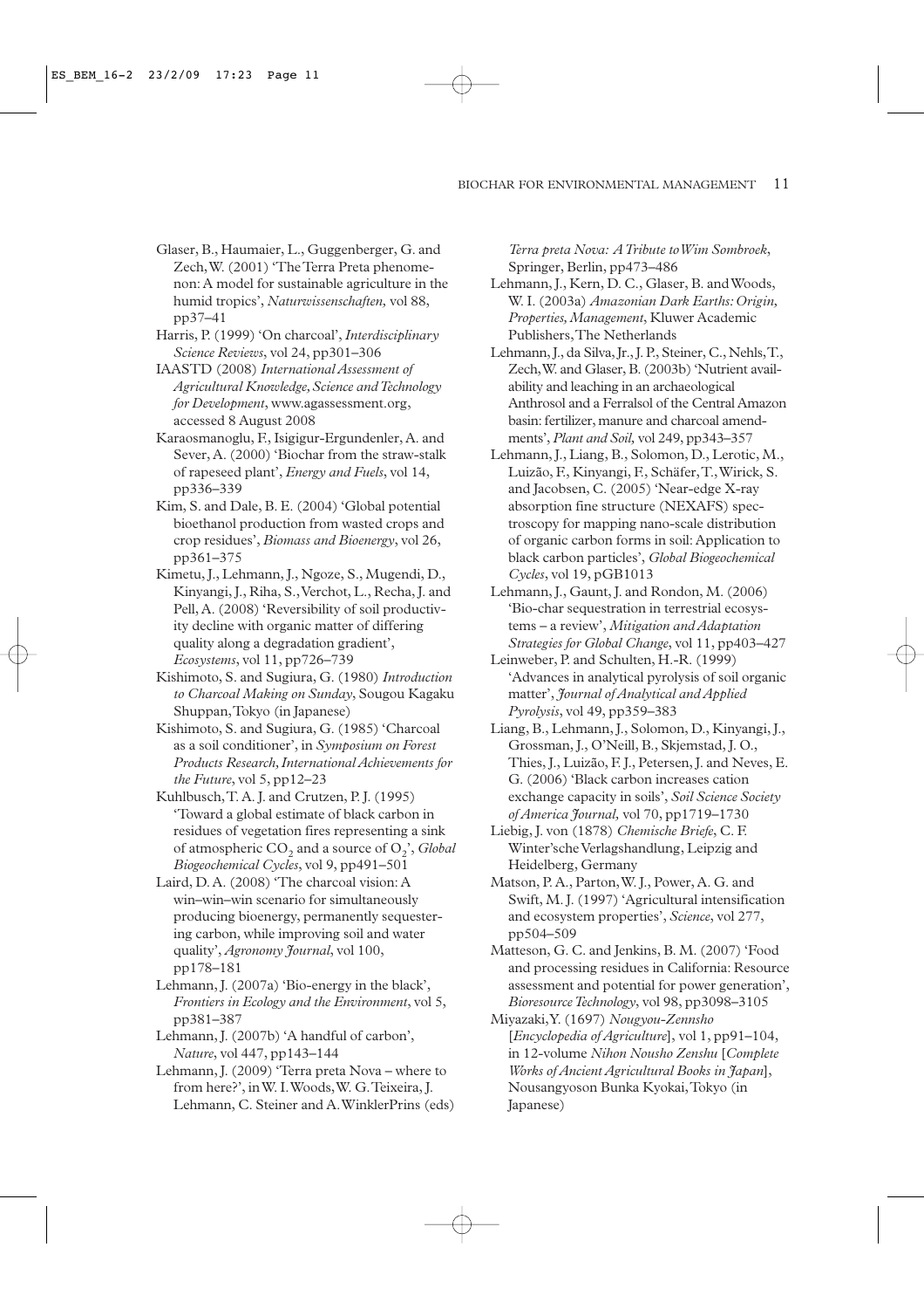Glaser, B., Haumaier, L., Guggenberger, G. and Zech, W. (2001) 'The Terra Preta phenomenon: A model for sustainable agriculture in the humid tropics', *Naturwissenschaften,* vol 88, pp37–41

Harris, P. (1999) 'On charcoal', *Interdisciplinary Science Reviews*, vol 24, pp301–306

IAASTD (2008) *International Assessment of Agricultural Knowledge, Science and Technology for Development*, www.agassessment.org, accessed 8 August 2008

Karaosmanoglu, F., Isigigur-Ergundenler, A. and Sever, A. (2000) 'Biochar from the straw-stalk of rapeseed plant', *Energy and Fuels*, vol 14, pp336–339

Kim, S. and Dale, B. E. (2004) 'Global potential bioethanol production from wasted crops and crop residues', *Biomass and Bioenergy*, vol 26, pp361–375

Kimetu, J., Lehmann, J., Ngoze, S., Mugendi, D., Kinyangi, J., Riha, S., Verchot, L., Recha, J. and Pell, A. (2008) 'Reversibility of soil productivity decline with organic matter of differing quality along a degradation gradient', *Ecosystems*, vol 11, pp726–739

Kishimoto, S. and Sugiura, G. (1980) *Introduction to Charcoal Making on Sunday*, Sougou Kagaku Shuppan, Tokyo (in Japanese)

Kishimoto, S. and Sugiura, G. (1985) 'Charcoal as a soil conditioner', in *Symposium on Forest Products Research, International Achievements for the Future*, vol 5, pp12–23

Kuhlbusch, T. A. J. and Crutzen, P. J. (1995) 'Toward a global estimate of black carbon in residues of vegetation fires representing a sink of atmospheric $CO_2$ and a source of $O_2$', *Global Biogeochemical Cycles*, vol 9, pp491–501

Laird, D. A. (2008) 'The charcoal vision: A win–win–win scenario for simultaneously producing bioenergy, permanently sequestering carbon, while improving soil and water quality', *Agronomy Journal*, vol 100, pp178–181

Lehmann, J. (2007a) 'Bio-energy in the black', *Frontiers in Ecology and the Environment*, vol 5, pp381–387

Lehmann, J. (2007b) 'A handful of carbon', *Nature*, vol 447, pp143–144

Lehmann, J. (2009) 'Terra preta Nova – where to from here?', in W. I. Woods, W. G. Teixeira, J. Lehmann, C. Steiner and A. WinklerPrins (eds) *Terra preta Nova: A Tribute to Wim Sombroek*, Springer, Berlin, pp473–486

Lehmann, J., Kern, D. C., Glaser, B. and Woods, W. I. (2003a) *Amazonian Dark Earths: Origin, Properties, Management*, Kluwer Academic Publishers, The Netherlands

Lehmann, J., da Silva, Jr., J. P., Steiner, C., Nehls, T., Zech, W. and Glaser, B. (2003b) 'Nutrient availability and leaching in an archaeological Anthrosol and a Ferralsol of the Central Amazon basin: fertilizer, manure and charcoal amendments', *Plant and Soil,* vol 249, pp343–357

Lehmann, J., Liang, B., Solomon, D., Lerotic, M., Luizão, F., Kinyangi, F., Schäfer, T., Wirick, S. and Jacobsen, C. (2005) 'Near-edge X-ray absorption fine structure (NEXAFS) spectroscopy for mapping nano-scale distribution of organic carbon forms in soil: Application to black carbon particles', *Global Biogeochemical Cycles*, vol 19, pGB1013

Lehmann, J., Gaunt, J. and Rondon, M. (2006) 'Bio-char sequestration in terrestrial ecosystems – a review', *Mitigation and Adaptation Strategies for Global Change*, vol 11, pp403–427

Leinweber, P. and Schulten, H.-R. (1999) 'Advances in analytical pyrolysis of soil organic matter', *Journal of Analytical and Applied Pyrolysis*, vol 49, pp359–383

Liang, B., Lehmann, J., Solomon, D., Kinyangi, J., Grossman, J., O'Neill, B., Skjemstad, J. O., Thies, J., Luizão, F. J., Petersen, J. and Neves, E. G. (2006) 'Black carbon increases cation exchange capacity in soils', *Soil Science Society of America Journal,* vol 70, pp1719–1730

Liebig, J. von (1878) *Chemische Briefe*, C. F. Winter'sche Verlagshandlung, Leipzig and Heidelberg, Germany

Matson, P. A., Parton, W. J., Power, A. G. and Swift, M. J. (1997) 'Agricultural intensification and ecosystem properties', *Science,* vol 277, pp504–509

Matteson, G. C. and Jenkins, B. M. (2007) 'Food and processing residues in California: Resource assessment and potential for power generation', *Bioresource Technology*, vol 98, pp3098–3105

Miyazaki, Y. (1697) *Nougyou-Zennsho* [*Encyclopedia of Agriculture*], vol 1, pp91–104, in 12-volume *Nihon Nousho Zenshu* [*Complete Works of Ancient Agricultural Books in Japan*], Nousangyoson Bunka Kyokai, Tokyo (in Japanese)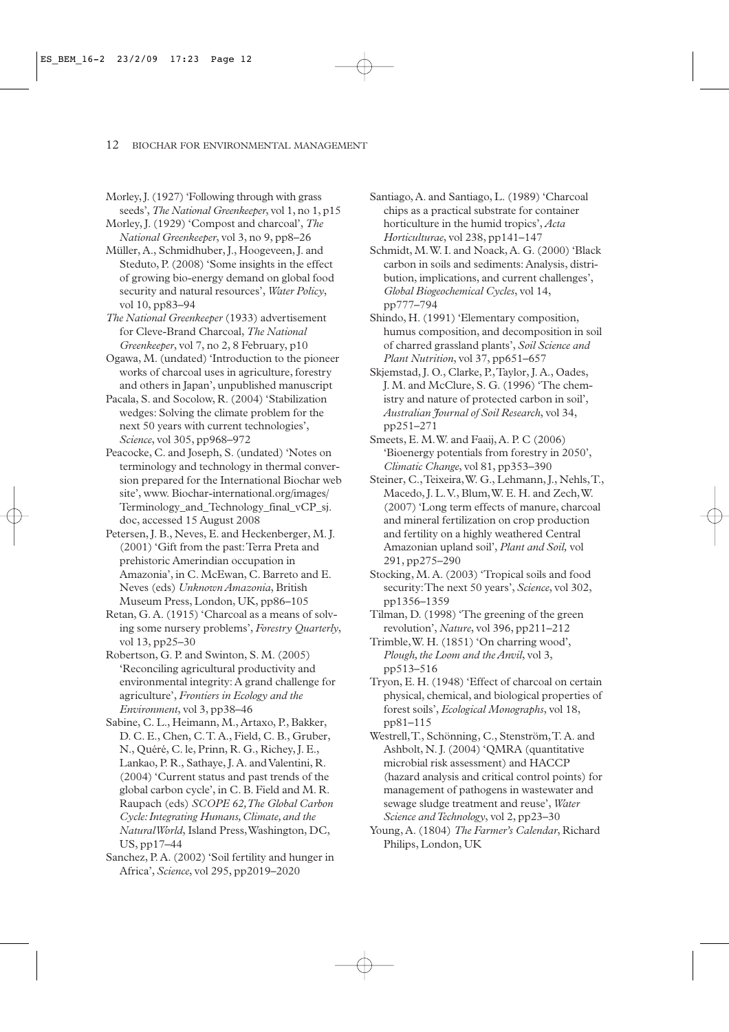Morley, J. (1927) 'Following through with grass seeds', *The National Greenkeeper*, vol 1, no 1, p15

Morley, J. (1929) 'Compost and charcoal', *The National Greenkeeper*, vol 3, no 9, pp8–26

Müller, A., Schmidhuber, J., Hoogeveen, J. and Steduto, P. (2008) 'Some insights in the effect of growing bio-energy demand on global food security and natural resources', *Water Policy*, vol 10, pp83–94

*The National Greenkeeper* (1933) advertisement for Cleve-Brand Charcoal, *The National Greenkeeper*, vol 7, no 2, 8 February, p10

Ogawa, M. (undated) 'Introduction to the pioneer works of charcoal uses in agriculture, forestry and others in Japan', unpublished manuscript

Pacala, S. and Socolow, R. (2004) 'Stabilization wedges: Solving the climate problem for the next 50 years with current technologies', *Science*, vol 305, pp968–972

Peacocke, C. and Joseph, S. (undated) 'Notes on terminology and technology in thermal conversion prepared for the International Biochar web site', www. Biochar-international.org/images/Terminology_and_Technology_final_vCP_sj.doc, accessed 15 August 2008

Petersen, J. B., Neves, E. and Heckenberger, M. J. (2001) 'Gift from the past: Terra Preta and prehistoric Amerindian occupation in Amazonia', in C. McEwan, C. Barreto and E. Neves (eds) *Unknown Amazonia*, British Museum Press, London, UK, pp86–105

Retan, G. A. (1915) 'Charcoal as a means of solving some nursery problems', *Forestry Quarterly*, vol 13, pp25–30

Robertson, G. P. and Swinton, S. M. (2005) 'Reconciling agricultural productivity and environmental integrity: A grand challenge for agriculture', *Frontiers in Ecology and the Environment*, vol 3, pp38–46

Sabine, C. L., Heimann, M., Artaxo, P., Bakker, D. C. E., Chen, C. T. A., Field, C. B., Gruber, N., Quéré, C. le, Prinn, R. G., Richey, J. E., Lankao, P. R., Sathaye, J. A. and Valentini, R. (2004) 'Current status and past trends of the global carbon cycle', in C. B. Field and M. R. Raupach (eds) *SCOPE 62, The Global Carbon Cycle: Integrating Humans, Climate, and the Natural World*, Island Press, Washington, DC, US, pp17–44

Sanchez, P. A. (2002) 'Soil fertility and hunger in Africa', *Science*, vol 295, pp2019–2020

Santiago, A. and Santiago, L. (1989) 'Charcoal chips as a practical substrate for container horticulture in the humid tropics', *Acta Horticulturae*, vol 238, pp141–147

Schmidt, M. W. I. and Noack, A. G. (2000) 'Black carbon in soils and sediments: Analysis, distribution, implications, and current challenges', *Global Biogeochemical Cycles*, vol 14, pp777–794

Shindo, H. (1991) 'Elementary composition, humus composition, and decomposition in soil of charred grassland plants', *Soil Science and Plant Nutrition*, vol 37, pp651–657

Skjemstad, J. O., Clarke, P., Taylor, J. A., Oades, J. M. and McClure, S. G. (1996) 'The chemistry and nature of protected carbon in soil', *Australian Journal of Soil Research*, vol 34, pp251–271

Smeets, E. M. W. and Faaij, A. P. C (2006) 'Bioenergy potentials from forestry in 2050', *Climatic Change*, vol 81, pp353–390

Steiner, C., Teixeira, W. G., Lehmann, J., Nehls, T., Macedo, J. L. V., Blum, W. E. H. and Zech, W. (2007) 'Long term effects of manure, charcoal and mineral fertilization on crop production and fertility on a highly weathered Central Amazonian upland soil', *Plant and Soil*, vol 291, pp275–290

Stocking, M. A. (2003) 'Tropical soils and food security: The next 50 years', *Science*, vol 302, pp1356–1359

Tilman, D. (1998) 'The greening of the green revolution', *Nature*, vol 396, pp211–212

Trimble, W. H. (1851) 'On charring wood', *Plough, the Loom and the Anvil*, vol 3, pp513–516

Tryon, E. H. (1948) 'Effect of charcoal on certain physical, chemical, and biological properties of forest soils', *Ecological Monographs*, vol 18, pp81–115

Westrell, T., Schönning, C., Stenström, T. A. and Ashbolt, N. J. (2004) 'QMRA (quantitative microbial risk assessment) and HACCP (hazard analysis and critical control points) for management of pathogens in wastewater and sewage sludge treatment and reuse', *Water Science and Technology*, vol 2, pp23–30

Young, A. (1804) *The Farmer's Calendar*, Richard Philips, London, UK